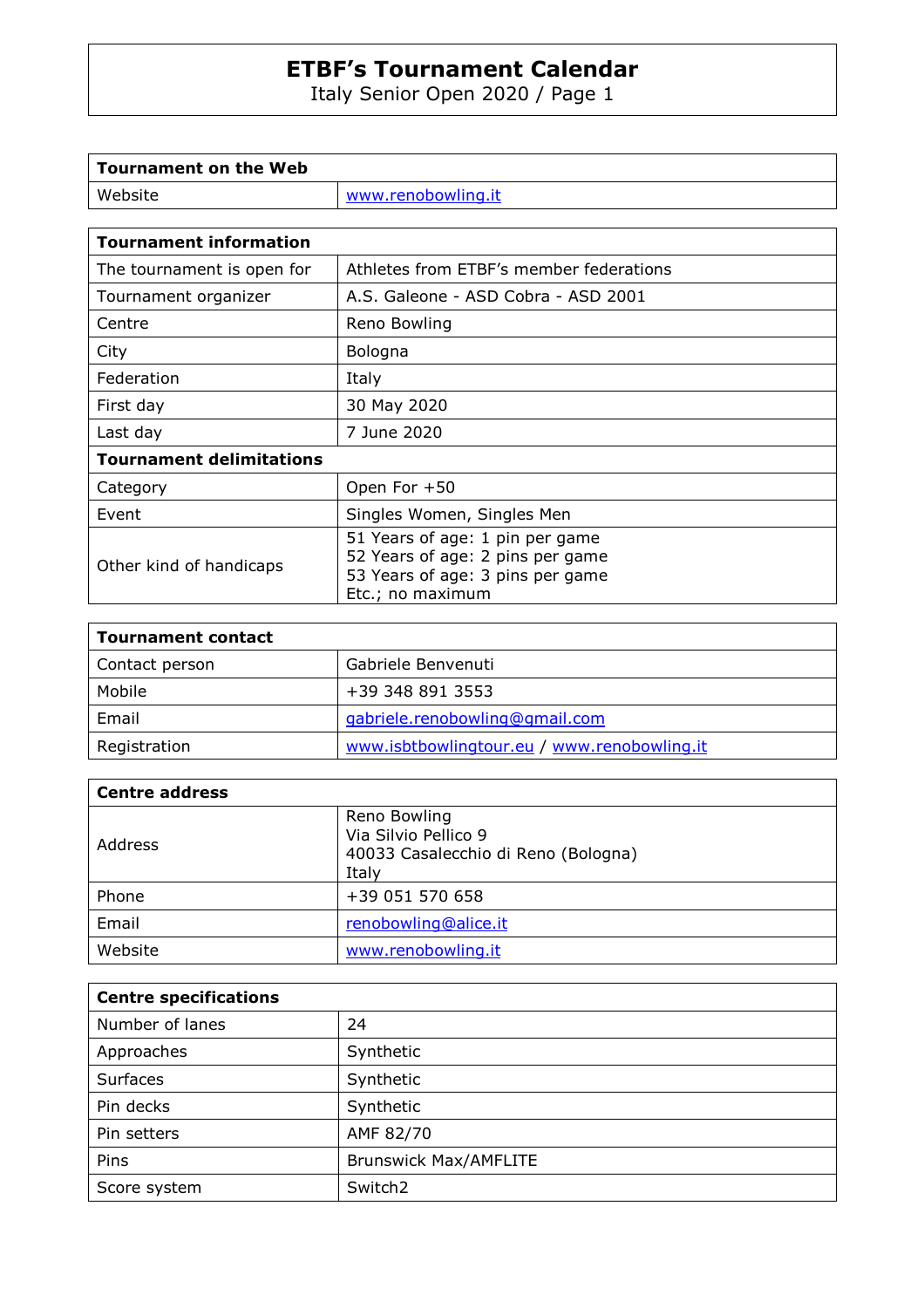# ETBF's Tournament Calendar

Italy Senior Open 2020 / Page 1

| Tournament on the Web | |
|---|---|
| Website | www.renobowling.it |

| Tournament information | |
|---|---|
| The tournament is open for | Athletes from ETBF's member federations |
| Tournament organizer | A.S. Galeone - ASD Cobra - ASD 2001 |
| Centre | Reno Bowling |
| City | Bologna |
| Federation | Italy |
| First day | 30 May 2020 |
| Last day | 7 June 2020 |
| **Tournament delimitations** | |
| Category | Open For +50 |
| Event | Singles Women, Singles Men |
| Other kind of handicaps | 51 Years of age: 1 pin per game<br>52 Years of age: 2 pins per game<br>53 Years of age: 3 pins per game<br>Etc.; no maximum |

| Tournament contact | |
|---|---|
| Contact person | Gabriele Benvenuti |
| Mobile | +39 348 891 3553 |
| Email | gabriele.renobowling@gmail.com |
| Registration | www.isbtbowlingtour.eu / www.renobowling.it |

| Centre address | |
|---|---|
| Address | Reno Bowling<br>Via Silvio Pellico 9<br>40033 Casalecchio di Reno (Bologna)<br>Italy |
| Phone | +39 051 570 658 |
| Email | renobowling@alice.it |
| Website | www.renobowling.it |

| Centre specifications | |
|---|---|
| Number of lanes | 24 |
| Approaches | Synthetic |
| Surfaces | Synthetic |
| Pin decks | Synthetic |
| Pin setters | AMF 82/70 |
| Pins | Brunswick Max/AMFLITE |
| Score system | Switch2 |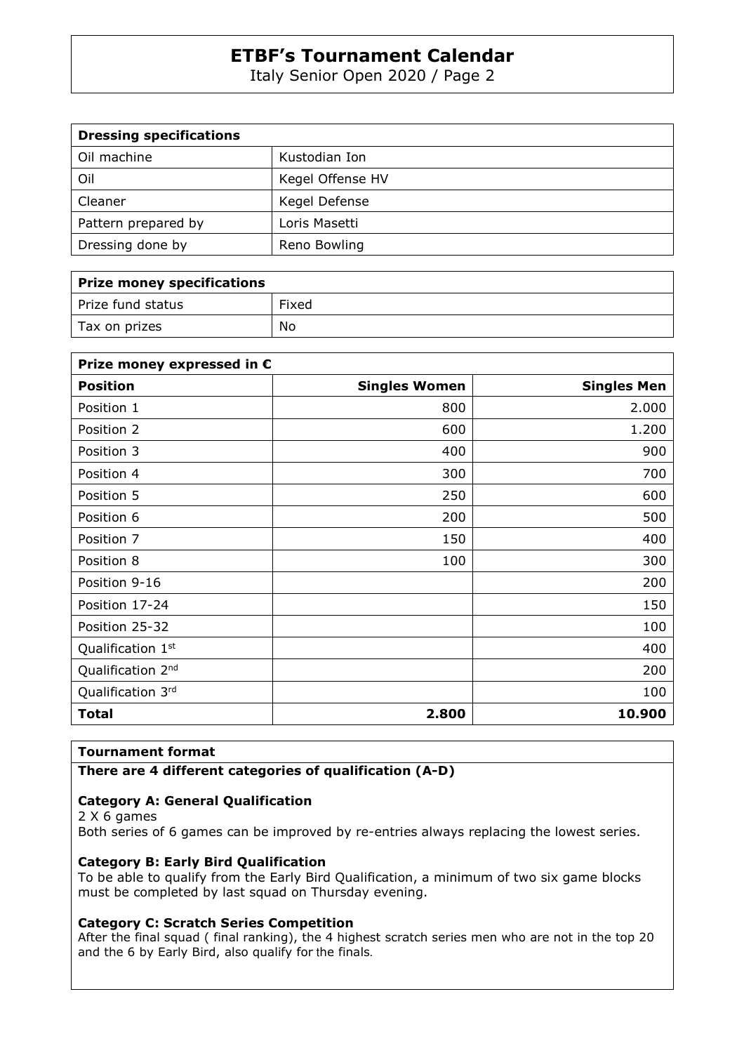| Dressing specifications | |
|---|---|
| Oil machine | Kustodian Ion |
| Oil | Kegel Offense HV |
| Cleaner | Kegel Defense |
| Pattern prepared by | Loris Masetti |
| Dressing done by | Reno Bowling |

| Prize money specifications | |
|---|---|
| Prize fund status | Fixed |
| Tax on prizes | No |

| Prize money expressed in € | | |
|---|---|---|
| **Position** | **Singles Women** | **Singles Men** |
| Position 1 | 800 | 2.000 |
| Position 2 | 600 | 1.200 |
| Position 3 | 400 | 900 |
| Position 4 | 300 | 700 |
| Position 5 | 250 | 600 |
| Position 6 | 200 | 500 |
| Position 7 | 150 | 400 |
| Position 8 | 100 | 300 |
| Position 9-16 | | 200 |
| Position 17-24 | | 150 |
| Position 25-32 | | 100 |
| Qualification 1st | | 400 |
| Qualification 2nd | | 200 |
| Qualification 3rd | | 100 |
| **Total** | **2.800** | **10.900** |

**Tournament format**

**There are 4 different categories of qualification (A-D)**

**Category A: General Qualification**

2 X 6 games

Both series of 6 games can be improved by re-entries always replacing the lowest series.

**Category B: Early Bird Qualification**

To be able to qualify from the Early Bird Qualification, a minimum of two six game blocks must be completed by last squad on Thursday evening.

**Category C: Scratch Series Competition**

After the final squad ( final ranking), the 4 highest scratch series men who are not in the top 20 and the 6 by Early Bird, also qualify for the finals.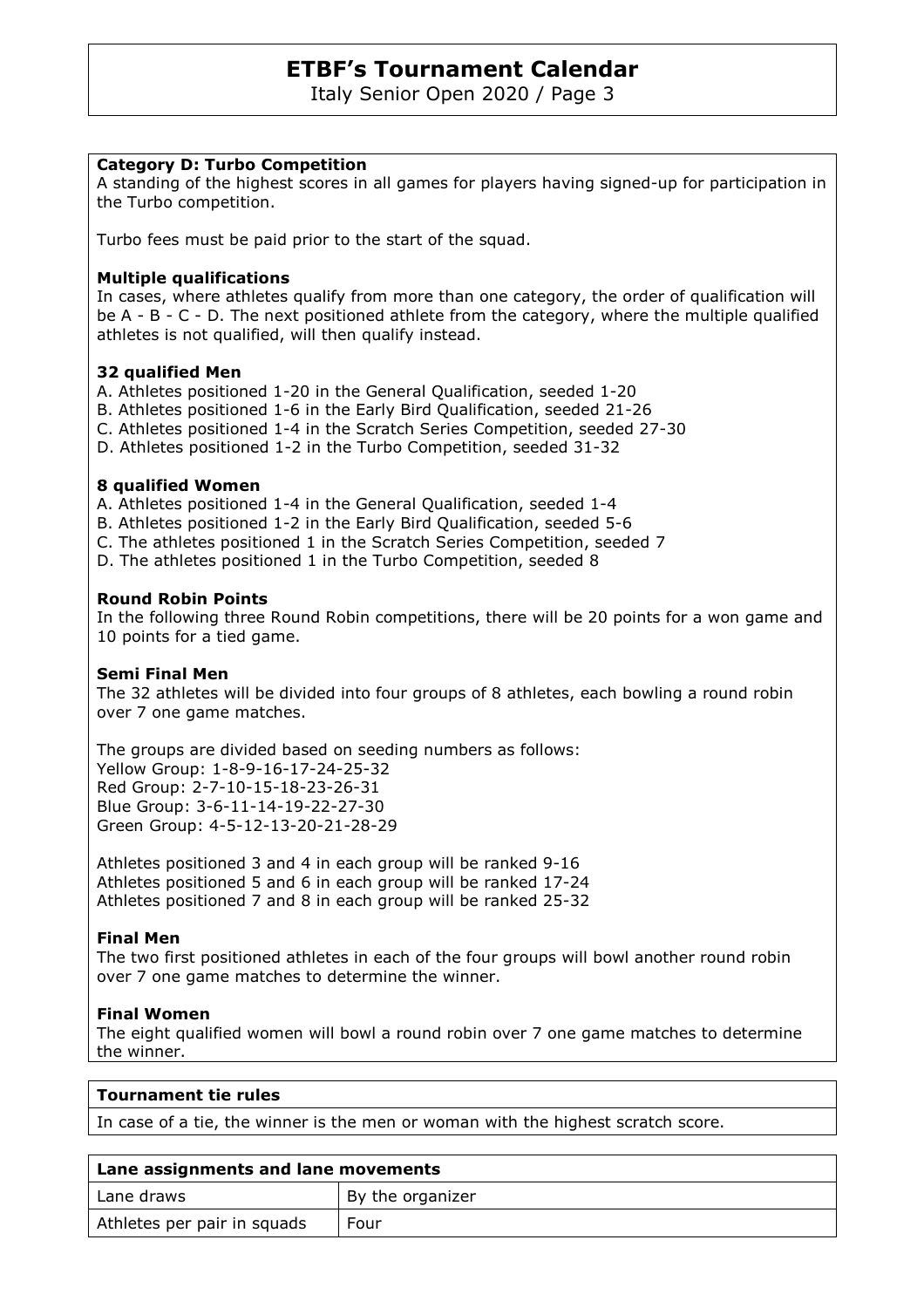### Category D: Turbo Competition

A standing of the highest scores in all games for players having signed-up for participation in the Turbo competition.

Turbo fees must be paid prior to the start of the squad.

### Multiple qualifications

In cases, where athletes qualify from more than one category, the order of qualification will be A - B - C - D. The next positioned athlete from the category, where the multiple qualified athletes is not qualified, will then qualify instead.

### 32 qualified Men

A. Athletes positioned 1-20 in the General Qualification, seeded 1-20
B. Athletes positioned 1-6 in the Early Bird Qualification, seeded 21-26
C. Athletes positioned 1-4 in the Scratch Series Competition, seeded 27-30
D. Athletes positioned 1-2 in the Turbo Competition, seeded 31-32

### 8 qualified Women

A. Athletes positioned 1-4 in the General Qualification, seeded 1-4
B. Athletes positioned 1-2 in the Early Bird Qualification, seeded 5-6
C. The athletes positioned 1 in the Scratch Series Competition, seeded 7
D. The athletes positioned 1 in the Turbo Competition, seeded 8

### Round Robin Points

In the following three Round Robin competitions, there will be 20 points for a won game and 10 points for a tied game.

### Semi Final Men

The 32 athletes will be divided into four groups of 8 athletes, each bowling a round robin over 7 one game matches.

The groups are divided based on seeding numbers as follows:
Yellow Group: 1-8-9-16-17-24-25-32
Red Group: 2-7-10-15-18-23-26-31
Blue Group: 3-6-11-14-19-22-27-30
Green Group: 4-5-12-13-20-21-28-29

Athletes positioned 3 and 4 in each group will be ranked 9-16
Athletes positioned 5 and 6 in each group will be ranked 17-24
Athletes positioned 7 and 8 in each group will be ranked 25-32

### Final Men

The two first positioned athletes in each of the four groups will bowl another round robin over 7 one game matches to determine the winner.

### Final Women

The eight qualified women will bowl a round robin over 7 one game matches to determine the winner.

| Tournament tie rules |
|---|
| In case of a tie, the winner is the men or woman with the highest scratch score. |

| Lane assignments and lane movements | |
|---|---|
| Lane draws | By the organizer |
| Athletes per pair in squads | Four |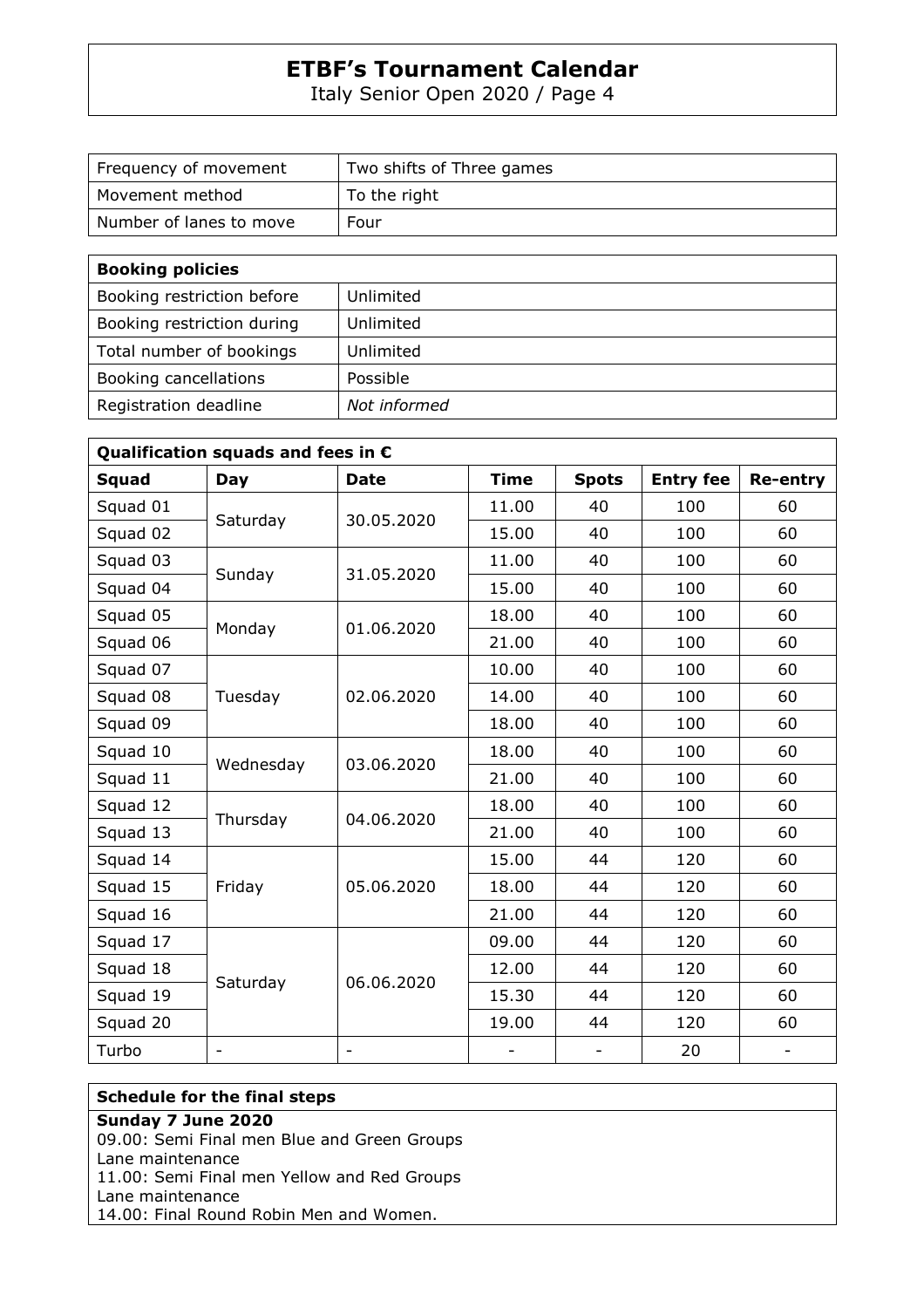| Frequency of movement | Two shifts of Three games |
| --- | --- |
| Movement method | To the right |
| Number of lanes to move | Four |

| **Booking policies** | |
| --- | --- |
| Booking restriction before | Unlimited |
| Booking restriction during | Unlimited |
| Total number of bookings | Unlimited |
| Booking cancellations | Possible |
| Registration deadline | *Not informed* |

**Qualification squads and fees in €**

| **Squad** | **Day** | **Date** | **Time** | **Spots** | **Entry fee** | **Re-entry** |
| --- | --- | --- | --- | --- | --- | --- |
| Squad 01 | Saturday | 30.05.2020 | 11.00 | 40 | 100 | 60 |
| Squad 02 | | | 15.00 | 40 | 100 | 60 |
| Squad 03 | Sunday | 31.05.2020 | 11.00 | 40 | 100 | 60 |
| Squad 04 | | | 15.00 | 40 | 100 | 60 |
| Squad 05 | Monday | 01.06.2020 | 18.00 | 40 | 100 | 60 |
| Squad 06 | | | 21.00 | 40 | 100 | 60 |
| Squad 07 | Tuesday | 02.06.2020 | 10.00 | 40 | 100 | 60 |
| Squad 08 | | | 14.00 | 40 | 100 | 60 |
| Squad 09 | | | 18.00 | 40 | 100 | 60 |
| Squad 10 | Wednesday | 03.06.2020 | 18.00 | 40 | 100 | 60 |
| Squad 11 | | | 21.00 | 40 | 100 | 60 |
| Squad 12 | Thursday | 04.06.2020 | 18.00 | 40 | 100 | 60 |
| Squad 13 | | | 21.00 | 40 | 100 | 60 |
| Squad 14 | Friday | 05.06.2020 | 15.00 | 44 | 120 | 60 |
| Squad 15 | | | 18.00 | 44 | 120 | 60 |
| Squad 16 | | | 21.00 | 44 | 120 | 60 |
| Squad 17 | Saturday | 06.06.2020 | 09.00 | 44 | 120 | 60 |
| Squad 18 | | | 12.00 | 44 | 120 | 60 |
| Squad 19 | | | 15.30 | 44 | 120 | 60 |
| Squad 20 | | | 19.00 | 44 | 120 | 60 |
| Turbo | - | - | - | - | 20 | - |

**Schedule for the final steps**

**Sunday 7 June 2020**
09.00: Semi Final men Blue and Green Groups
Lane maintenance
11.00: Semi Final men Yellow and Red Groups
Lane maintenance
14.00: Final Round Robin Men and Women.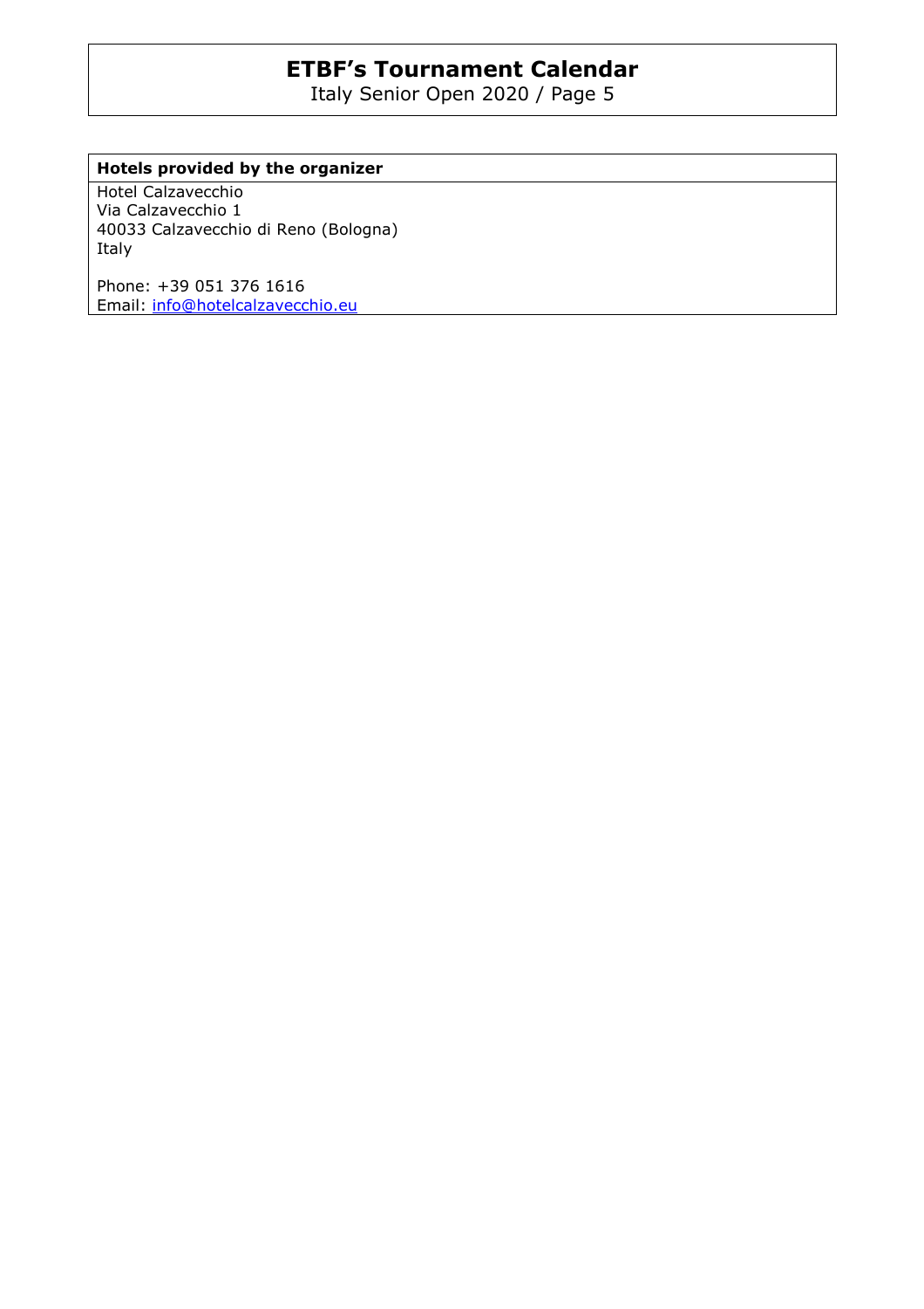**Hotels provided by the organizer**

Hotel Calzavecchio
Via Calzavecchio 1
40033 Calzavecchio di Reno (Bologna)
Italy

Phone: +39 051 376 1616
Email: info@hotelcalzavecchio.eu